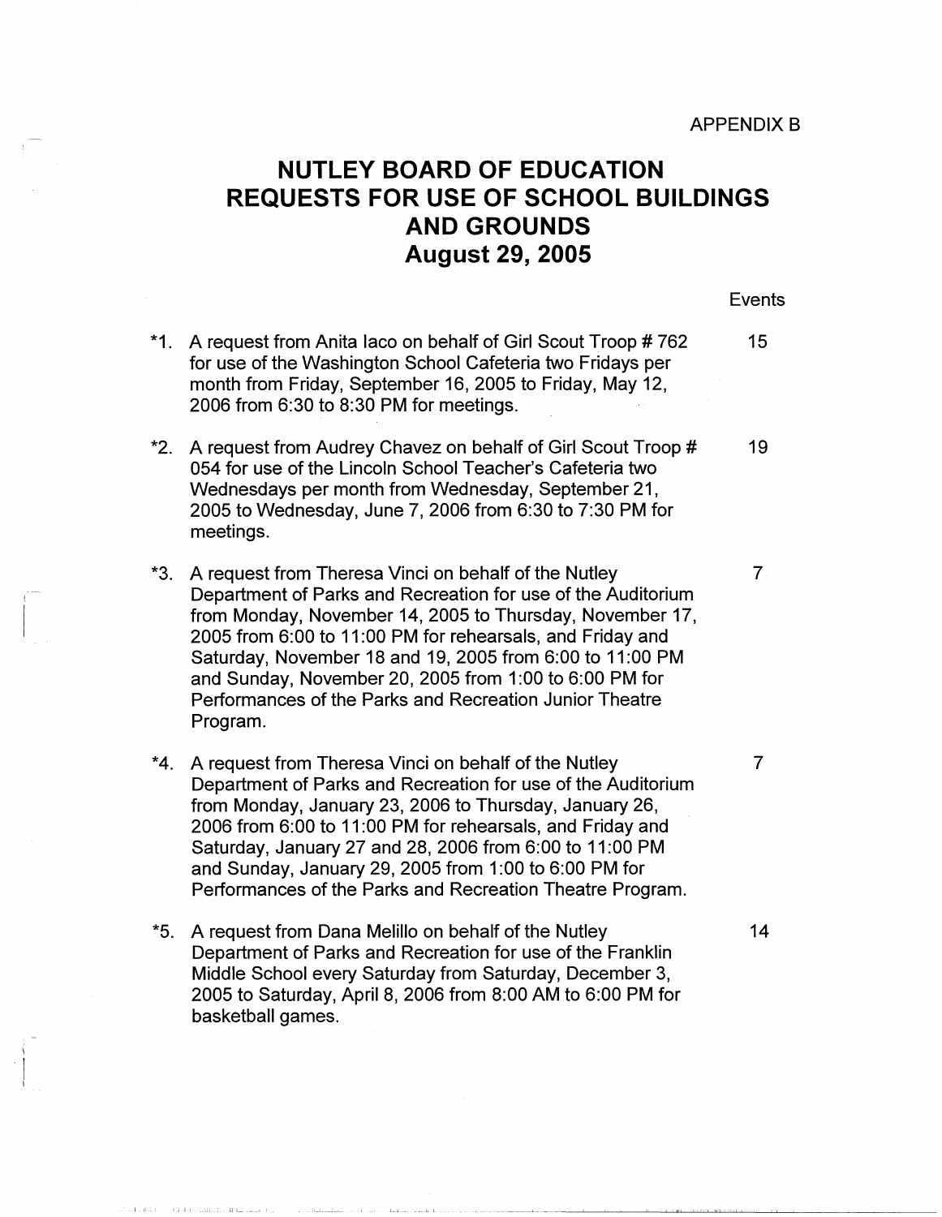APPENDIX B

# NUTLEY BOARD OF EDUCATION
# REQUESTS FOR USE OF SCHOOL BUILDINGS AND GROUNDS
# August 29, 2005

| | | Events |
|---|---|---|
| *1. | A request from Anita Iaco on behalf of Girl Scout Troop # 762 for use of the Washington School Cafeteria two Fridays per month from Friday, September 16, 2005 to Friday, May 12, 2006 from 6:30 to 8:30 PM for meetings. | 15 |
| *2. | A request from Audrey Chavez on behalf of Girl Scout Troop # 054 for use of the Lincoln School Teacher's Cafeteria two Wednesdays per month from Wednesday, September 21, 2005 to Wednesday, June 7, 2006 from 6:30 to 7:30 PM for meetings. | 19 |
| *3. | A request from Theresa Vinci on behalf of the Nutley Department of Parks and Recreation for use of the Auditorium from Monday, November 14, 2005 to Thursday, November 17, 2005 from 6:00 to 11:00 PM for rehearsals, and Friday and Saturday, November 18 and 19, 2005 from 6:00 to 11:00 PM and Sunday, November 20, 2005 from 1:00 to 6:00 PM for Performances of the Parks and Recreation Junior Theatre Program. | 7 |
| *4. | A request from Theresa Vinci on behalf of the Nutley Department of Parks and Recreation for use of the Auditorium from Monday, January 23, 2006 to Thursday, January 26, 2006 from 6:00 to 11:00 PM for rehearsals, and Friday and Saturday, January 27 and 28, 2006 from 6:00 to 11:00 PM and Sunday, January 29, 2005 from 1:00 to 6:00 PM for Performances of the Parks and Recreation Theatre Program. | 7 |
| *5. | A request from Dana Melillo on behalf of the Nutley Department of Parks and Recreation for use of the Franklin Middle School every Saturday from Saturday, December 3, 2005 to Saturday, April 8, 2006 from 8:00 AM to 6:00 PM for basketball games. | 14 |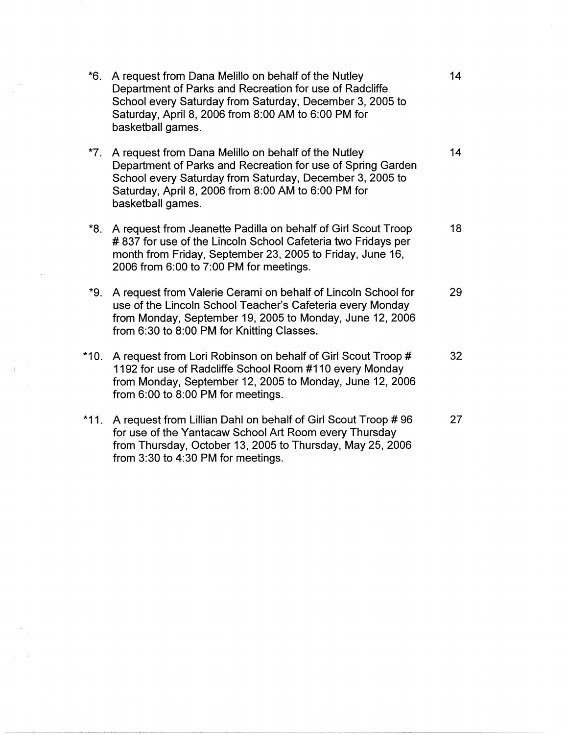*6. A request from Dana Melillo on behalf of the Nutley Department of Parks and Recreation for use of Radcliffe School every Saturday from Saturday, December 3, 2005 to Saturday, April 8, 2006 from 8:00 AM to 6:00 PM for basketball games. — 14

*7. A request from Dana Melillo on behalf of the Nutley Department of Parks and Recreation for use of Spring Garden School every Saturday from Saturday, December 3, 2005 to Saturday, April 8, 2006 from 8:00 AM to 6:00 PM for basketball games. — 14

*8. A request from Jeanette Padilla on behalf of Girl Scout Troop # 837 for use of the Lincoln School Cafeteria two Fridays per month from Friday, September 23, 2005 to Friday, June 16, 2006 from 6:00 to 7:00 PM for meetings. — 18

*9. A request from Valerie Cerami on behalf of Lincoln School for use of the Lincoln School Teacher's Cafeteria every Monday from Monday, September 19, 2005 to Monday, June 12, 2006 from 6:30 to 8:00 PM for Knitting Classes. — 29

*10. A request from Lori Robinson on behalf of Girl Scout Troop # 1192 for use of Radcliffe School Room #110 every Monday from Monday, September 12, 2005 to Monday, June 12, 2006 from 6:00 to 8:00 PM for meetings. — 32

*11. A request from Lillian Dahl on behalf of Girl Scout Troop # 96 for use of the Yantacaw School Art Room every Thursday from Thursday, October 13, 2005 to Thursday, May 25, 2006 from 3:30 to 4:30 PM for meetings. — 27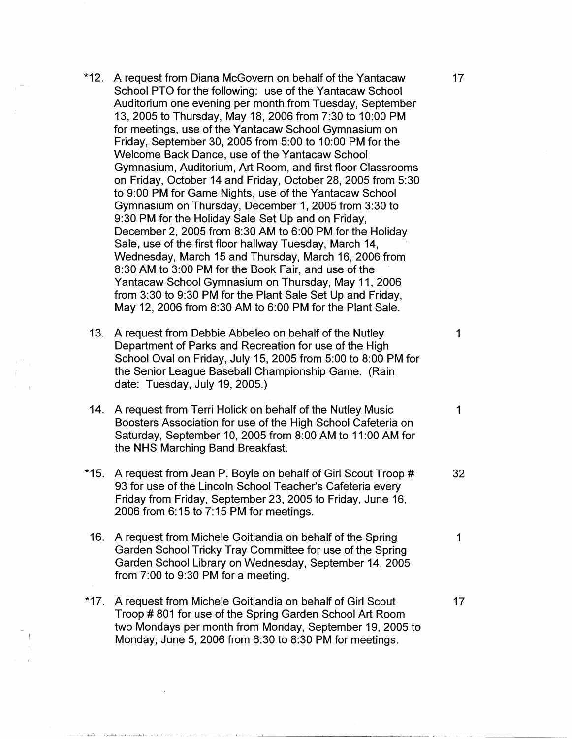| | | |
|---|---|---|
| *12. | A request from Diana McGovern on behalf of the Yantacaw School PTO for the following: use of the Yantacaw School Auditorium one evening per month from Tuesday, September 13, 2005 to Thursday, May 18, 2006 from 7:30 to 10:00 PM for meetings, use of the Yantacaw School Gymnasium on Friday, September 30, 2005 from 5:00 to 10:00 PM for the Welcome Back Dance, use of the Yantacaw School Gymnasium, Auditorium, Art Room, and first floor Classrooms on Friday, October 14 and Friday, October 28, 2005 from 5:30 to 9:00 PM for Game Nights, use of the Yantacaw School Gymnasium on Thursday, December 1, 2005 from 3:30 to 9:30 PM for the Holiday Sale Set Up and on Friday, December 2, 2005 from 8:30 AM to 6:00 PM for the Holiday Sale, use of the first floor hallway Tuesday, March 14, Wednesday, March 15 and Thursday, March 16, 2006 from 8:30 AM to 3:00 PM for the Book Fair, and use of the Yantacaw School Gymnasium on Thursday, May 11, 2006 from 3:30 to 9:30 PM for the Plant Sale Set Up and Friday, May 12, 2006 from 8:30 AM to 6:00 PM for the Plant Sale. | 17 |
| 13. | A request from Debbie Abbeleo on behalf of the Nutley Department of Parks and Recreation for use of the High School Oval on Friday, July 15, 2005 from 5:00 to 8:00 PM for the Senior League Baseball Championship Game. (Rain date: Tuesday, July 19, 2005.) | 1 |
| 14. | A request from Terri Holick on behalf of the Nutley Music Boosters Association for use of the High School Cafeteria on Saturday, September 10, 2005 from 8:00 AM to 11:00 AM for the NHS Marching Band Breakfast. | 1 |
| *15. | A request from Jean P. Boyle on behalf of Girl Scout Troop # 93 for use of the Lincoln School Teacher's Cafeteria every Friday from Friday, September 23, 2005 to Friday, June 16, 2006 from 6:15 to 7:15 PM for meetings. | 32 |
| 16. | A request from Michele Goitiandia on behalf of the Spring Garden School Tricky Tray Committee for use of the Spring Garden School Library on Wednesday, September 14, 2005 from 7:00 to 9:30 PM for a meeting. | 1 |
| *17. | A request from Michele Goitiandia on behalf of Girl Scout Troop # 801 for use of the Spring Garden School Art Room two Mondays per month from Monday, September 19, 2005 to Monday, June 5, 2006 from 6:30 to 8:30 PM for meetings. | 17 |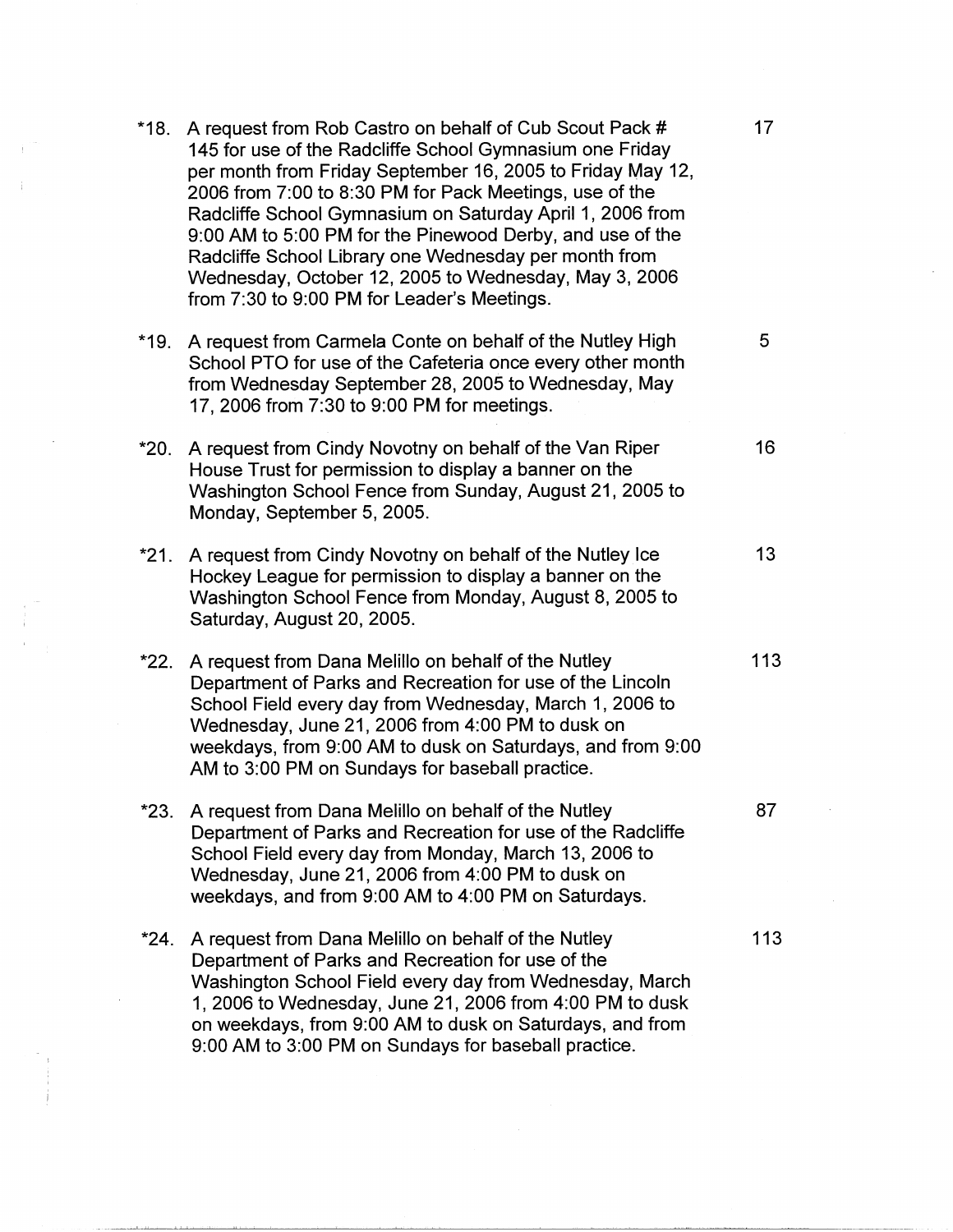*18. A request from Rob Castro on behalf of Cub Scout Pack # 145 for use of the Radcliffe School Gymnasium one Friday per month from Friday September 16, 2005 to Friday May 12, 2006 from 7:00 to 8:30 PM for Pack Meetings, use of the Radcliffe School Gymnasium on Saturday April 1, 2006 from 9:00 AM to 5:00 PM for the Pinewood Derby, and use of the Radcliffe School Library one Wednesday per month from Wednesday, October 12, 2005 to Wednesday, May 3, 2006 from 7:30 to 9:00 PM for Leader's Meetings. — 17

*19. A request from Carmela Conte on behalf of the Nutley High School PTO for use of the Cafeteria once every other month from Wednesday September 28, 2005 to Wednesday, May 17, 2006 from 7:30 to 9:00 PM for meetings. — 5

*20. A request from Cindy Novotny on behalf of the Van Riper House Trust for permission to display a banner on the Washington School Fence from Sunday, August 21, 2005 to Monday, September 5, 2005. — 16

*21. A request from Cindy Novotny on behalf of the Nutley Ice Hockey League for permission to display a banner on the Washington School Fence from Monday, August 8, 2005 to Saturday, August 20, 2005. — 13

*22. A request from Dana Melillo on behalf of the Nutley Department of Parks and Recreation for use of the Lincoln School Field every day from Wednesday, March 1, 2006 to Wednesday, June 21, 2006 from 4:00 PM to dusk on weekdays, from 9:00 AM to dusk on Saturdays, and from 9:00 AM to 3:00 PM on Sundays for baseball practice. — 113

*23. A request from Dana Melillo on behalf of the Nutley Department of Parks and Recreation for use of the Radcliffe School Field every day from Monday, March 13, 2006 to Wednesday, June 21, 2006 from 4:00 PM to dusk on weekdays, and from 9:00 AM to 4:00 PM on Saturdays. — 87

*24. A request from Dana Melillo on behalf of the Nutley Department of Parks and Recreation for use of the Washington School Field every day from Wednesday, March 1, 2006 to Wednesday, June 21, 2006 from 4:00 PM to dusk on weekdays, from 9:00 AM to dusk on Saturdays, and from 9:00 AM to 3:00 PM on Sundays for baseball practice. — 113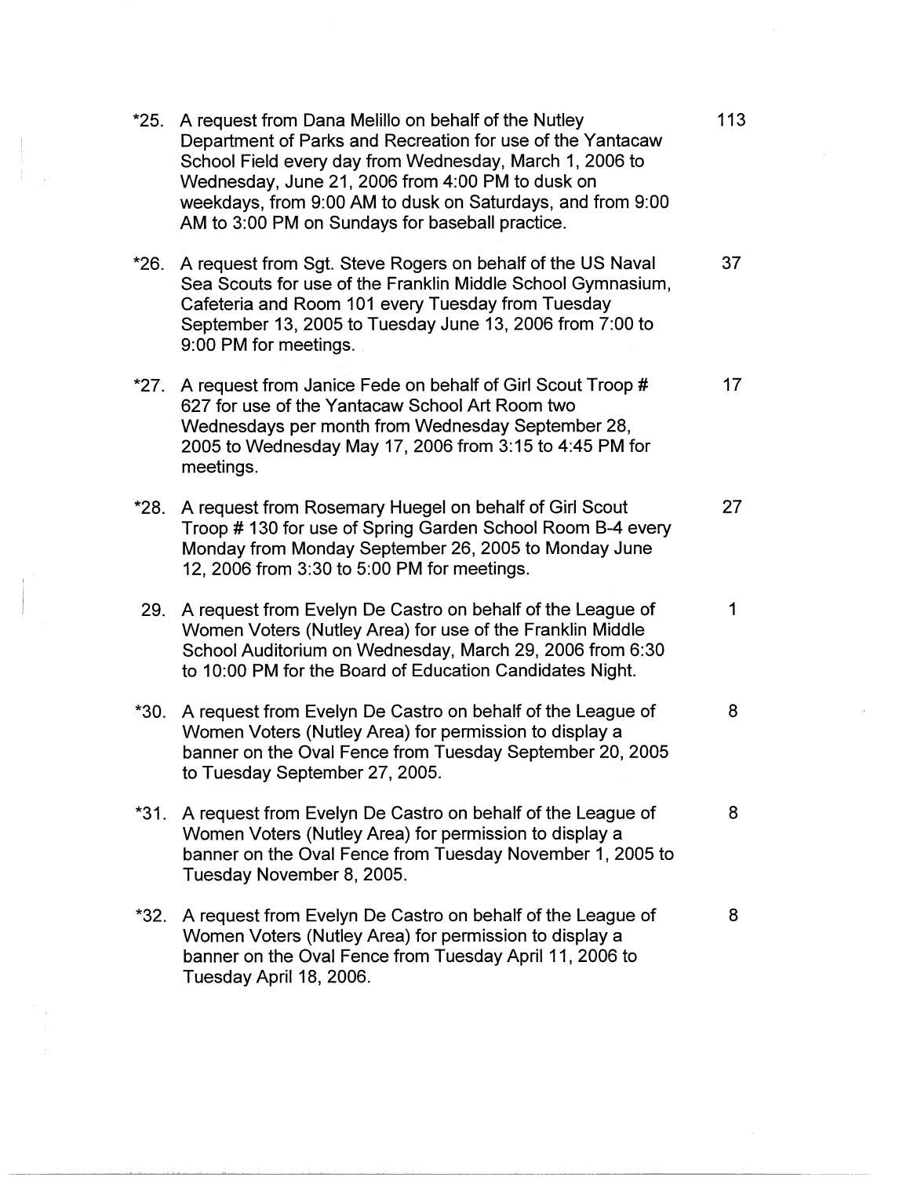*25. A request from Dana Melillo on behalf of the Nutley Department of Parks and Recreation for use of the Yantacaw School Field every day from Wednesday, March 1, 2006 to Wednesday, June 21, 2006 from 4:00 PM to dusk on weekdays, from 9:00 AM to dusk on Saturdays, and from 9:00 AM to 3:00 PM on Sundays for baseball practice. 113

*26. A request from Sgt. Steve Rogers on behalf of the US Naval Sea Scouts for use of the Franklin Middle School Gymnasium, Cafeteria and Room 101 every Tuesday from Tuesday September 13, 2005 to Tuesday June 13, 2006 from 7:00 to 9:00 PM for meetings. 37

*27. A request from Janice Fede on behalf of Girl Scout Troop # 627 for use of the Yantacaw School Art Room two Wednesdays per month from Wednesday September 28, 2005 to Wednesday May 17, 2006 from 3:15 to 4:45 PM for meetings. 17

*28. A request from Rosemary Huegel on behalf of Girl Scout Troop # 130 for use of Spring Garden School Room B-4 every Monday from Monday September 26, 2005 to Monday June 12, 2006 from 3:30 to 5:00 PM for meetings. 27

29. A request from Evelyn De Castro on behalf of the League of Women Voters (Nutley Area) for use of the Franklin Middle School Auditorium on Wednesday, March 29, 2006 from 6:30 to 10:00 PM for the Board of Education Candidates Night. 1

*30. A request from Evelyn De Castro on behalf of the League of Women Voters (Nutley Area) for permission to display a banner on the Oval Fence from Tuesday September 20, 2005 to Tuesday September 27, 2005. 8

*31. A request from Evelyn De Castro on behalf of the League of Women Voters (Nutley Area) for permission to display a banner on the Oval Fence from Tuesday November 1, 2005 to Tuesday November 8, 2005. 8

*32. A request from Evelyn De Castro on behalf of the League of Women Voters (Nutley Area) for permission to display a banner on the Oval Fence from Tuesday April 11, 2006 to Tuesday April 18, 2006. 8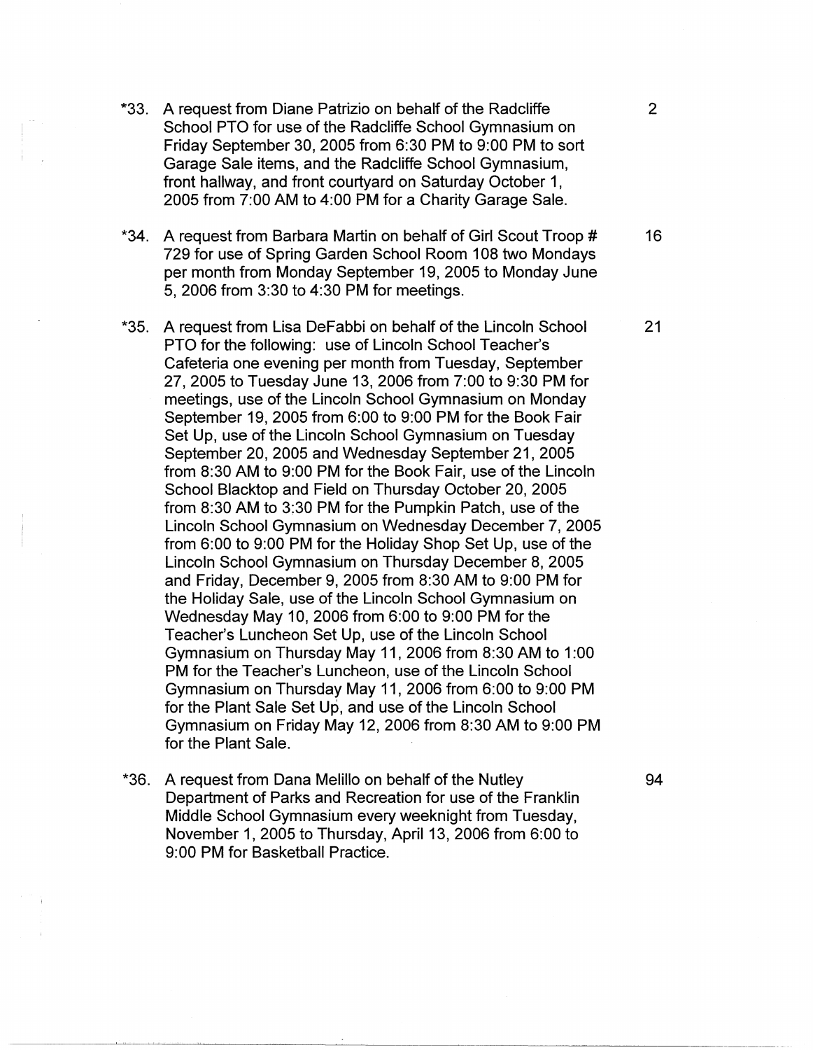*33. A request from Diane Patrizio on behalf of the Radcliffe School PTO for use of the Radcliffe School Gymnasium on Friday September 30, 2005 from 6:30 PM to 9:00 PM to sort Garage Sale items, and the Radcliffe School Gymnasium, front hallway, and front courtyard on Saturday October 1, 2005 from 7:00 AM to 4:00 PM for a Charity Garage Sale. — 2

*34. A request from Barbara Martin on behalf of Girl Scout Troop # 729 for use of Spring Garden School Room 108 two Mondays per month from Monday September 19, 2005 to Monday June 5, 2006 from 3:30 to 4:30 PM for meetings. — 16

*35. A request from Lisa DeFabbi on behalf of the Lincoln School PTO for the following: use of Lincoln School Teacher's Cafeteria one evening per month from Tuesday, September 27, 2005 to Tuesday June 13, 2006 from 7:00 to 9:30 PM for meetings, use of the Lincoln School Gymnasium on Monday September 19, 2005 from 6:00 to 9:00 PM for the Book Fair Set Up, use of the Lincoln School Gymnasium on Tuesday September 20, 2005 and Wednesday September 21, 2005 from 8:30 AM to 9:00 PM for the Book Fair, use of the Lincoln School Blacktop and Field on Thursday October 20, 2005 from 8:30 AM to 3:30 PM for the Pumpkin Patch, use of the Lincoln School Gymnasium on Wednesday December 7, 2005 from 6:00 to 9:00 PM for the Holiday Shop Set Up, use of the Lincoln School Gymnasium on Thursday December 8, 2005 and Friday, December 9, 2005 from 8:30 AM to 9:00 PM for the Holiday Sale, use of the Lincoln School Gymnasium on Wednesday May 10, 2006 from 6:00 to 9:00 PM for the Teacher's Luncheon Set Up, use of the Lincoln School Gymnasium on Thursday May 11, 2006 from 8:30 AM to 1:00 PM for the Teacher's Luncheon, use of the Lincoln School Gymnasium on Thursday May 11, 2006 from 6:00 to 9:00 PM for the Plant Sale Set Up, and use of the Lincoln School Gymnasium on Friday May 12, 2006 from 8:30 AM to 9:00 PM for the Plant Sale. — 21

*36. A request from Dana Melillo on behalf of the Nutley Department of Parks and Recreation for use of the Franklin Middle School Gymnasium every weeknight from Tuesday, November 1, 2005 to Thursday, April 13, 2006 from 6:00 to 9:00 PM for Basketball Practice. — 94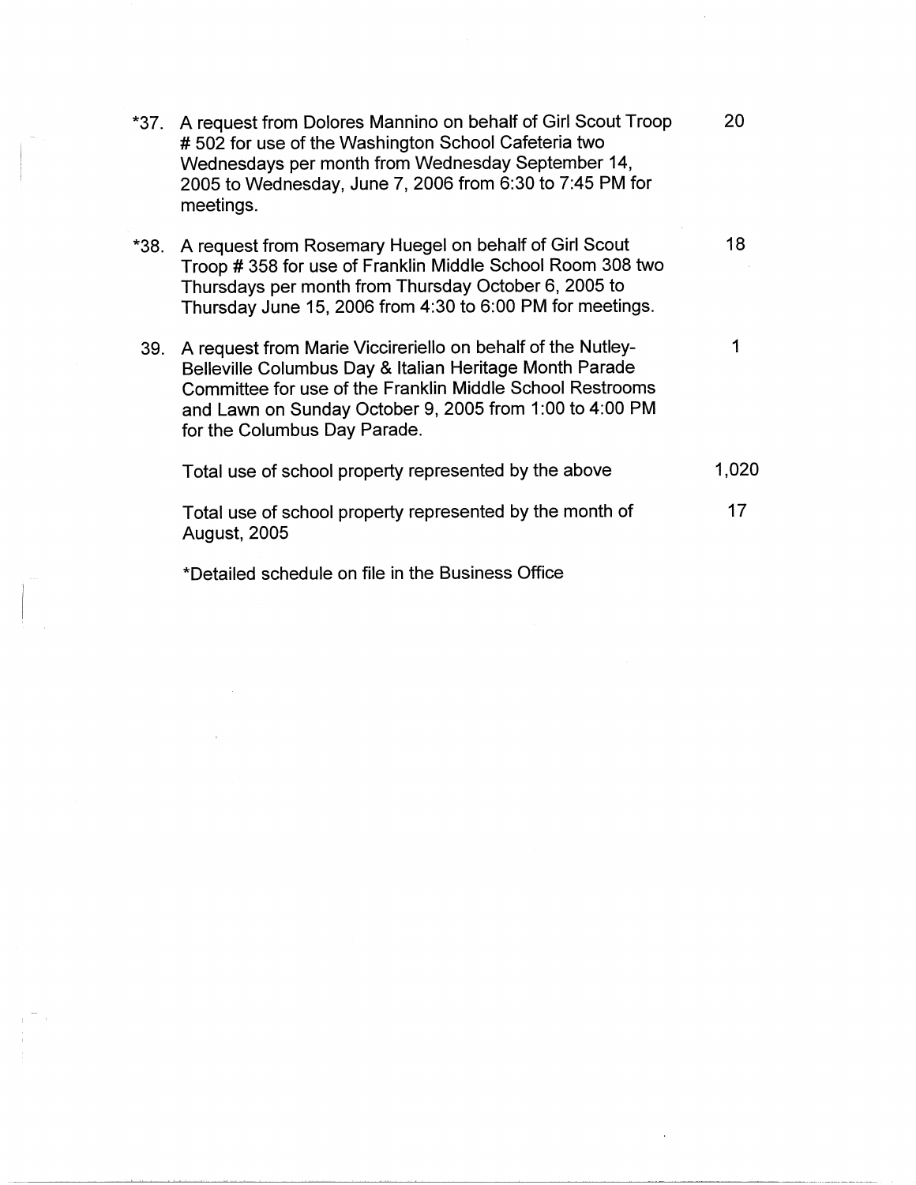| | | |
|---|---|---|
| *37. | A request from Dolores Mannino on behalf of Girl Scout Troop # 502 for use of the Washington School Cafeteria two Wednesdays per month from Wednesday September 14, 2005 to Wednesday, June 7, 2006 from 6:30 to 7:45 PM for meetings. | 20 |
| *38. | A request from Rosemary Huegel on behalf of Girl Scout Troop # 358 for use of Franklin Middle School Room 308 two Thursdays per month from Thursday October 6, 2005 to Thursday June 15, 2006 from 4:30 to 6:00 PM for meetings. | 18 |
| 39. | A request from Marie Viccireriello on behalf of the Nutley-Belleville Columbus Day & Italian Heritage Month Parade Committee for use of the Franklin Middle School Restrooms and Lawn on Sunday October 9, 2005 from 1:00 to 4:00 PM for the Columbus Day Parade. | 1 |
| | Total use of school property represented by the above | 1,020 |
| | Total use of school property represented by the month of August, 2005 | 17 |

*Detailed schedule on file in the Business Office